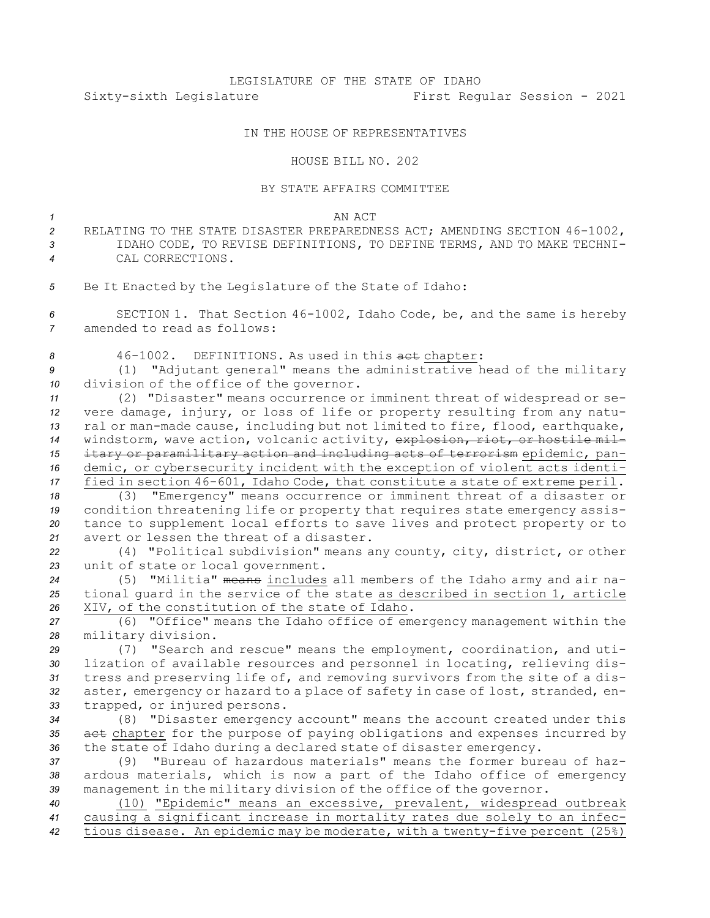LEGISLATURE OF THE STATE OF IDAHO

Sixty-sixth Legislature First Regular Session - 2021

IN THE HOUSE OF REPRESENTATIVES

HOUSE BILL NO. 202

BY STATE AFFAIRS COMMITTEE

AN ACT

RELATING TO THE STATE DISASTER PREPAREDNESS ACT; AMENDING SECTION 46-1002, IDAHO CODE, TO REVISE DEFINITIONS, TO DEFINE TERMS, AND TO MAKE TECHNICAL CORRECTIONS.

Be It Enacted by the Legislature of the State of Idaho:

SECTION 1. That Section 46-1002, Idaho Code, be, and the same is hereby amended to read as follows:

46-1002. DEFINITIONS. As used in this ~~act~~ chapter:

(1) "Adjutant general" means the administrative head of the military division of the office of the governor.

(2) "Disaster" means occurrence or imminent threat of widespread or severe damage, injury, or loss of life or property resulting from any natural or man-made cause, including but not limited to fire, flood, earthquake, windstorm, wave action, volcanic activity, ~~explosion, riot, or hostile military or paramilitary action and including acts of terrorism~~ epidemic, pandemic, or cybersecurity incident with the exception of violent acts identified in section 46-601, Idaho Code, that constitute a state of extreme peril.

(3) "Emergency" means occurrence or imminent threat of a disaster or condition threatening life or property that requires state emergency assistance to supplement local efforts to save lives and protect property or to avert or lessen the threat of a disaster.

(4) "Political subdivision" means any county, city, district, or other unit of state or local government.

(5) "Militia" ~~means~~ includes all members of the Idaho army and air national guard in the service of the state as described in section 1, article XIV, of the constitution of the state of Idaho.

(6) "Office" means the Idaho office of emergency management within the military division.

(7) "Search and rescue" means the employment, coordination, and utilization of available resources and personnel in locating, relieving distress and preserving life of, and removing survivors from the site of a disaster, emergency or hazard to a place of safety in case of lost, stranded, entrapped, or injured persons.

(8) "Disaster emergency account" means the account created under this ~~act~~ chapter for the purpose of paying obligations and expenses incurred by the state of Idaho during a declared state of disaster emergency.

(9) "Bureau of hazardous materials" means the former bureau of hazardous materials, which is now a part of the Idaho office of emergency management in the military division of the office of the governor.

(10) "Epidemic" means an excessive, prevalent, widespread outbreak causing a significant increase in mortality rates due solely to an infectious disease. An epidemic may be moderate, with a twenty-five percent (25%)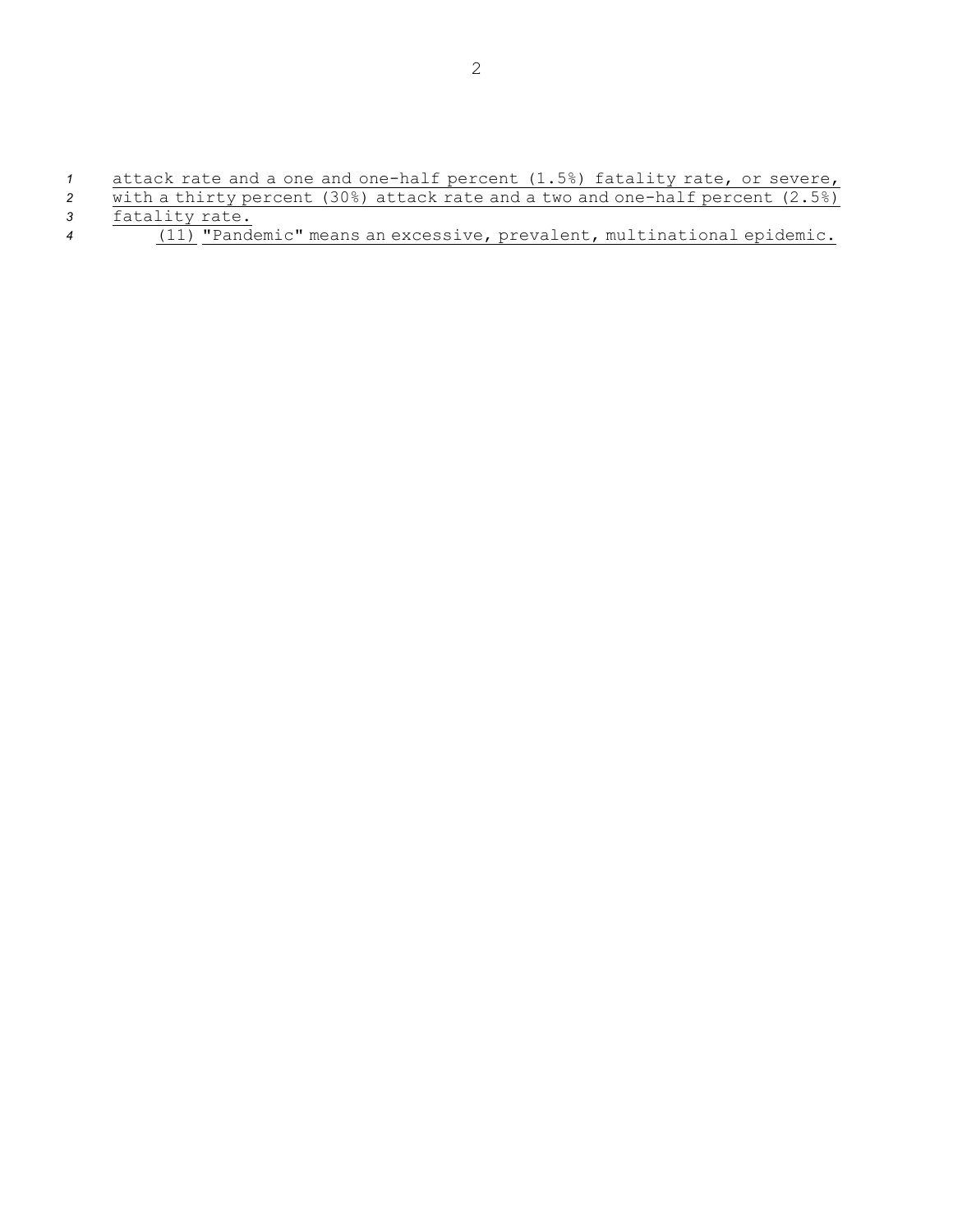attack rate and a one and one-half percent (1.5%) fatality rate, or severe, with a thirty percent (30%) attack rate and a two and one-half percent (2.5%) fatality rate.

(11) "Pandemic" means an excessive, prevalent, multinational epidemic.